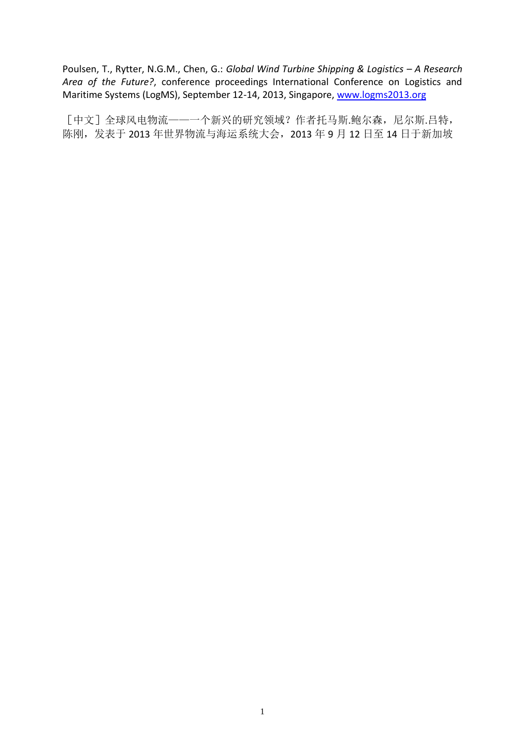Poulsen, T., Rytter, N.G.M., Chen, G.: *Global Wind Turbine Shipping & Logistics – A Research Area of the Future?*, conference proceedings International Conference on Logistics and Maritime Systems (LogMS), September 12-14, 2013, Singapore, www.logms2013.org

［中文］全球风电物流——一个新兴的研究领域？作者托马斯.鲍尔森，尼尔斯.吕特，陈刚，发表于 2013 年世界物流与海运系统大会，2013 年 9 月 12 日至 14 日于新加坡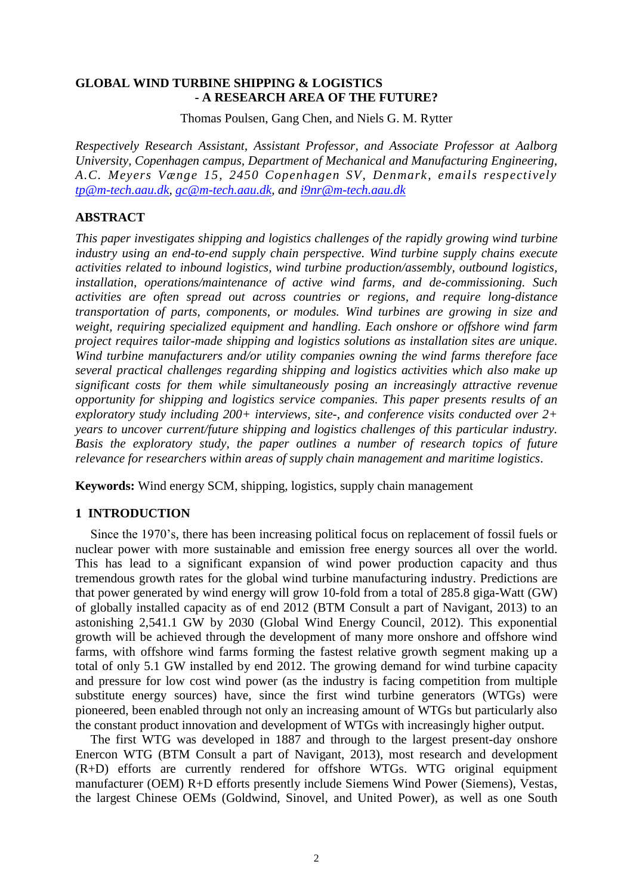**GLOBAL WIND TURBINE SHIPPING & LOGISTICS - A RESEARCH AREA OF THE FUTURE?**

Thomas Poulsen, Gang Chen, and Niels G. M. Rytter

*Respectively Research Assistant, Assistant Professor, and Associate Professor at Aalborg University, Copenhagen campus, Department of Mechanical and Manufacturing Engineering, A.C. Meyers Vænge 15, 2450 Copenhagen SV, Denmark, emails respectively tp@m-tech.aau.dk, gc@m-tech.aau.dk, and i9nr@m-tech.aau.dk*

## ABSTRACT

*This paper investigates shipping and logistics challenges of the rapidly growing wind turbine industry using an end-to-end supply chain perspective. Wind turbine supply chains execute activities related to inbound logistics, wind turbine production/assembly, outbound logistics, installation, operations/maintenance of active wind farms, and de-commissioning. Such activities are often spread out across countries or regions, and require long-distance transportation of parts, components, or modules. Wind turbines are growing in size and weight, requiring specialized equipment and handling. Each onshore or offshore wind farm project requires tailor-made shipping and logistics solutions as installation sites are unique. Wind turbine manufacturers and/or utility companies owning the wind farms therefore face several practical challenges regarding shipping and logistics activities which also make up significant costs for them while simultaneously posing an increasingly attractive revenue opportunity for shipping and logistics service companies. This paper presents results of an exploratory study including 200+ interviews, site-, and conference visits conducted over 2+ years to uncover current/future shipping and logistics challenges of this particular industry. Basis the exploratory study, the paper outlines a number of research topics of future relevance for researchers within areas of supply chain management and maritime logistics.*

**Keywords:** Wind energy SCM, shipping, logistics, supply chain management

## 1 INTRODUCTION

Since the 1970's, there has been increasing political focus on replacement of fossil fuels or nuclear power with more sustainable and emission free energy sources all over the world. This has lead to a significant expansion of wind power production capacity and thus tremendous growth rates for the global wind turbine manufacturing industry. Predictions are that power generated by wind energy will grow 10-fold from a total of 285.8 giga-Watt (GW) of globally installed capacity as of end 2012 (BTM Consult a part of Navigant, 2013) to an astonishing 2,541.1 GW by 2030 (Global Wind Energy Council, 2012). This exponential growth will be achieved through the development of many more onshore and offshore wind farms, with offshore wind farms forming the fastest relative growth segment making up a total of only 5.1 GW installed by end 2012. The growing demand for wind turbine capacity and pressure for low cost wind power (as the industry is facing competition from multiple substitute energy sources) have, since the first wind turbine generators (WTGs) were pioneered, been enabled through not only an increasing amount of WTGs but particularly also the constant product innovation and development of WTGs with increasingly higher output.

The first WTG was developed in 1887 and through to the largest present-day onshore Enercon WTG (BTM Consult a part of Navigant, 2013), most research and development (R+D) efforts are currently rendered for offshore WTGs. WTG original equipment manufacturer (OEM) R+D efforts presently include Siemens Wind Power (Siemens), Vestas, the largest Chinese OEMs (Goldwind, Sinovel, and United Power), as well as one South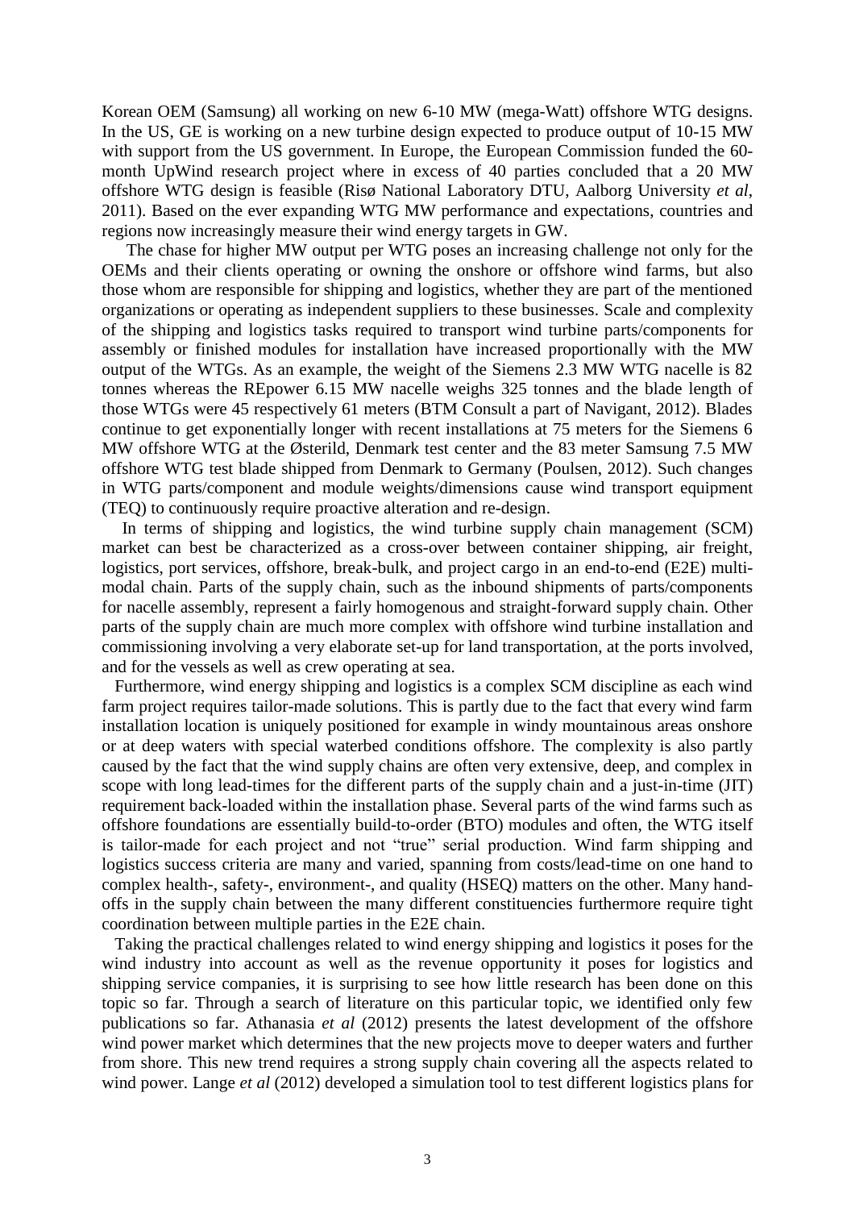Korean OEM (Samsung) all working on new 6-10 MW (mega-Watt) offshore WTG designs. In the US, GE is working on a new turbine design expected to produce output of 10-15 MW with support from the US government. In Europe, the European Commission funded the 60-month UpWind research project where in excess of 40 parties concluded that a 20 MW offshore WTG design is feasible (Risø National Laboratory DTU, Aalborg University *et al*, 2011). Based on the ever expanding WTG MW performance and expectations, countries and regions now increasingly measure their wind energy targets in GW.

The chase for higher MW output per WTG poses an increasing challenge not only for the OEMs and their clients operating or owning the onshore or offshore wind farms, but also those whom are responsible for shipping and logistics, whether they are part of the mentioned organizations or operating as independent suppliers to these businesses. Scale and complexity of the shipping and logistics tasks required to transport wind turbine parts/components for assembly or finished modules for installation have increased proportionally with the MW output of the WTGs. As an example, the weight of the Siemens 2.3 MW WTG nacelle is 82 tonnes whereas the REpower 6.15 MW nacelle weighs 325 tonnes and the blade length of those WTGs were 45 respectively 61 meters (BTM Consult a part of Navigant, 2012). Blades continue to get exponentially longer with recent installations at 75 meters for the Siemens 6 MW offshore WTG at the Østerild, Denmark test center and the 83 meter Samsung 7.5 MW offshore WTG test blade shipped from Denmark to Germany (Poulsen, 2012). Such changes in WTG parts/component and module weights/dimensions cause wind transport equipment (TEQ) to continuously require proactive alteration and re-design.

In terms of shipping and logistics, the wind turbine supply chain management (SCM) market can best be characterized as a cross-over between container shipping, air freight, logistics, port services, offshore, break-bulk, and project cargo in an end-to-end (E2E) multi-modal chain. Parts of the supply chain, such as the inbound shipments of parts/components for nacelle assembly, represent a fairly homogenous and straight-forward supply chain. Other parts of the supply chain are much more complex with offshore wind turbine installation and commissioning involving a very elaborate set-up for land transportation, at the ports involved, and for the vessels as well as crew operating at sea.

Furthermore, wind energy shipping and logistics is a complex SCM discipline as each wind farm project requires tailor-made solutions. This is partly due to the fact that every wind farm installation location is uniquely positioned for example in windy mountainous areas onshore or at deep waters with special waterbed conditions offshore. The complexity is also partly caused by the fact that the wind supply chains are often very extensive, deep, and complex in scope with long lead-times for the different parts of the supply chain and a just-in-time (JIT) requirement back-loaded within the installation phase. Several parts of the wind farms such as offshore foundations are essentially build-to-order (BTO) modules and often, the WTG itself is tailor-made for each project and not "true" serial production. Wind farm shipping and logistics success criteria are many and varied, spanning from costs/lead-time on one hand to complex health-, safety-, environment-, and quality (HSEQ) matters on the other. Many hand-offs in the supply chain between the many different constituencies furthermore require tight coordination between multiple parties in the E2E chain.

Taking the practical challenges related to wind energy shipping and logistics it poses for the wind industry into account as well as the revenue opportunity it poses for logistics and shipping service companies, it is surprising to see how little research has been done on this topic so far. Through a search of literature on this particular topic, we identified only few publications so far. Athanasia *et al* (2012) presents the latest development of the offshore wind power market which determines that the new projects move to deeper waters and further from shore. This new trend requires a strong supply chain covering all the aspects related to wind power. Lange *et al* (2012) developed a simulation tool to test different logistics plans for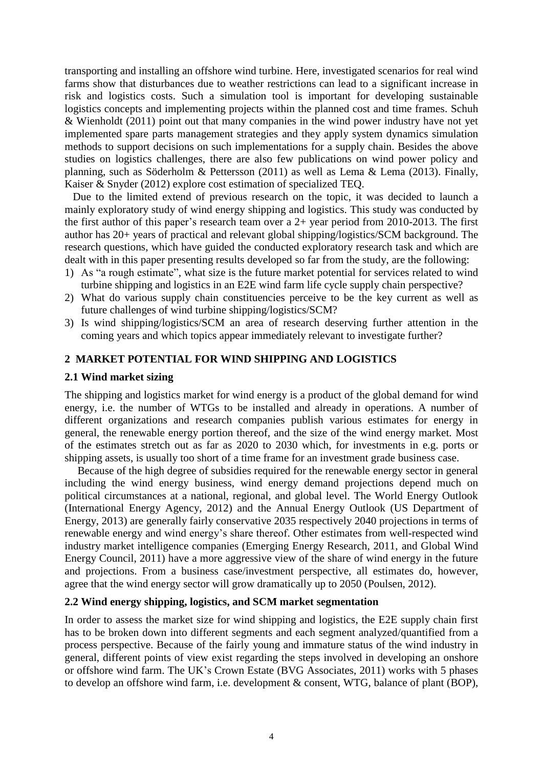transporting and installing an offshore wind turbine. Here, investigated scenarios for real wind farms show that disturbances due to weather restrictions can lead to a significant increase in risk and logistics costs. Such a simulation tool is important for developing sustainable logistics concepts and implementing projects within the planned cost and time frames. Schuh & Wienholdt (2011) point out that many companies in the wind power industry have not yet implemented spare parts management strategies and they apply system dynamics simulation methods to support decisions on such implementations for a supply chain. Besides the above studies on logistics challenges, there are also few publications on wind power policy and planning, such as Söderholm & Pettersson (2011) as well as Lema & Lema (2013). Finally, Kaiser & Snyder (2012) explore cost estimation of specialized TEQ.

Due to the limited extend of previous research on the topic, it was decided to launch a mainly exploratory study of wind energy shipping and logistics. This study was conducted by the first author of this paper's research team over a 2+ year period from 2010-2013. The first author has 20+ years of practical and relevant global shipping/logistics/SCM background. The research questions, which have guided the conducted exploratory research task and which are dealt with in this paper presenting results developed so far from the study, are the following:

1) As "a rough estimate", what size is the future market potential for services related to wind turbine shipping and logistics in an E2E wind farm life cycle supply chain perspective?
2) What do various supply chain constituencies perceive to be the key current as well as future challenges of wind turbine shipping/logistics/SCM?
3) Is wind shipping/logistics/SCM an area of research deserving further attention in the coming years and which topics appear immediately relevant to investigate further?

## 2 MARKET POTENTIAL FOR WIND SHIPPING AND LOGISTICS

### 2.1 Wind market sizing

The shipping and logistics market for wind energy is a product of the global demand for wind energy, i.e. the number of WTGs to be installed and already in operations. A number of different organizations and research companies publish various estimates for energy in general, the renewable energy portion thereof, and the size of the wind energy market. Most of the estimates stretch out as far as 2020 to 2030 which, for investments in e.g. ports or shipping assets, is usually too short of a time frame for an investment grade business case.

Because of the high degree of subsidies required for the renewable energy sector in general including the wind energy business, wind energy demand projections depend much on political circumstances at a national, regional, and global level. The World Energy Outlook (International Energy Agency, 2012) and the Annual Energy Outlook (US Department of Energy, 2013) are generally fairly conservative 2035 respectively 2040 projections in terms of renewable energy and wind energy's share thereof. Other estimates from well-respected wind industry market intelligence companies (Emerging Energy Research, 2011, and Global Wind Energy Council, 2011) have a more aggressive view of the share of wind energy in the future and projections. From a business case/investment perspective, all estimates do, however, agree that the wind energy sector will grow dramatically up to 2050 (Poulsen, 2012).

### 2.2 Wind energy shipping, logistics, and SCM market segmentation

In order to assess the market size for wind shipping and logistics, the E2E supply chain first has to be broken down into different segments and each segment analyzed/quantified from a process perspective. Because of the fairly young and immature status of the wind industry in general, different points of view exist regarding the steps involved in developing an onshore or offshore wind farm. The UK's Crown Estate (BVG Associates, 2011) works with 5 phases to develop an offshore wind farm, i.e. development & consent, WTG, balance of plant (BOP),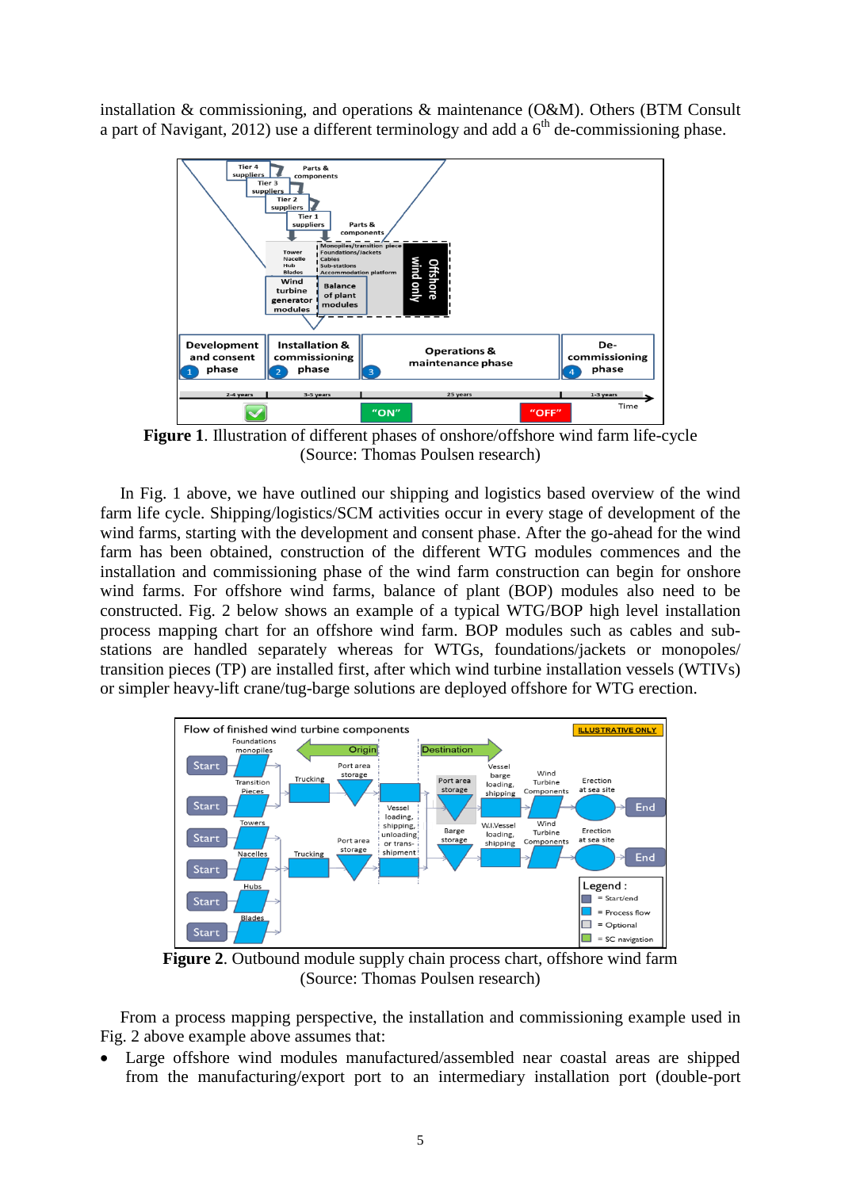installation & commissioning, and operations & maintenance (O&M). Others (BTM Consult a part of Navigant, 2012) use a different terminology and add a 6th de-commissioning phase.

**Figure 1**. Illustration of different phases of onshore/offshore wind farm life-cycle (Source: Thomas Poulsen research)

In Fig. 1 above, we have outlined our shipping and logistics based overview of the wind farm life cycle. Shipping/logistics/SCM activities occur in every stage of development of the wind farms, starting with the development and consent phase. After the go-ahead for the wind farm has been obtained, construction of the different WTG modules commences and the installation and commissioning phase of the wind farm construction can begin for onshore wind farms. For offshore wind farms, balance of plant (BOP) modules also need to be constructed. Fig. 2 below shows an example of a typical WTG/BOP high level installation process mapping chart for an offshore wind farm. BOP modules such as cables and sub-stations are handled separately whereas for WTGs, foundations/jackets or monopoles/ transition pieces (TP) are installed first, after which wind turbine installation vessels (WTIVs) or simpler heavy-lift crane/tug-barge solutions are deployed offshore for WTG erection.

**Figure 2**. Outbound module supply chain process chart, offshore wind farm (Source: Thomas Poulsen research)

From a process mapping perspective, the installation and commissioning example used in Fig. 2 above example above assumes that:

- Large offshore wind modules manufactured/assembled near coastal areas are shipped from the manufacturing/export port to an intermediary installation port (double-port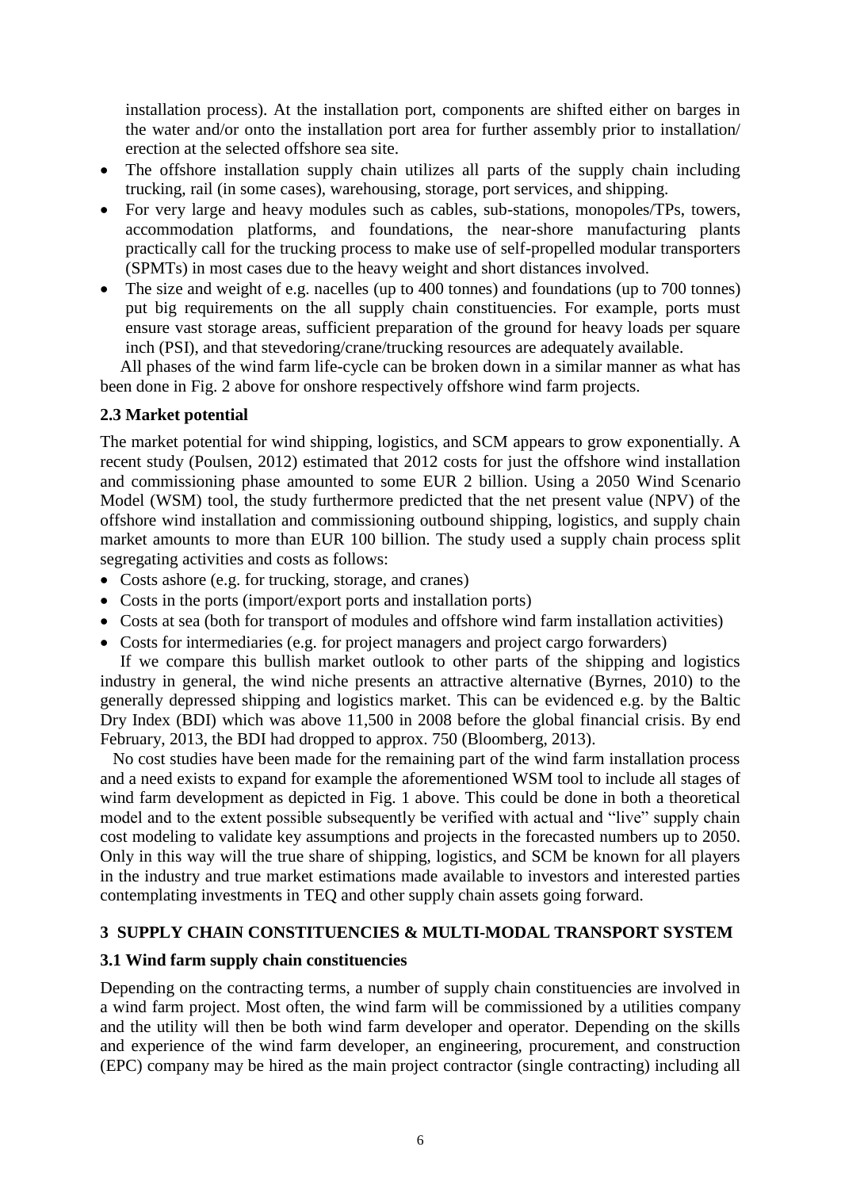installation process). At the installation port, components are shifted either on barges in the water and/or onto the installation port area for further assembly prior to installation/ erection at the selected offshore sea site.

- The offshore installation supply chain utilizes all parts of the supply chain including trucking, rail (in some cases), warehousing, storage, port services, and shipping.
- For very large and heavy modules such as cables, sub-stations, monopoles/TPs, towers, accommodation platforms, and foundations, the near-shore manufacturing plants practically call for the trucking process to make use of self-propelled modular transporters (SPMTs) in most cases due to the heavy weight and short distances involved.
- The size and weight of e.g. nacelles (up to 400 tonnes) and foundations (up to 700 tonnes) put big requirements on the all supply chain constituencies. For example, ports must ensure vast storage areas, sufficient preparation of the ground for heavy loads per square inch (PSI), and that stevedoring/crane/trucking resources are adequately available.

All phases of the wind farm life-cycle can be broken down in a similar manner as what has been done in Fig. 2 above for onshore respectively offshore wind farm projects.

### 2.3 Market potential

The market potential for wind shipping, logistics, and SCM appears to grow exponentially. A recent study (Poulsen, 2012) estimated that 2012 costs for just the offshore wind installation and commissioning phase amounted to some EUR 2 billion. Using a 2050 Wind Scenario Model (WSM) tool, the study furthermore predicted that the net present value (NPV) of the offshore wind installation and commissioning outbound shipping, logistics, and supply chain market amounts to more than EUR 100 billion. The study used a supply chain process split segregating activities and costs as follows:

- Costs ashore (e.g. for trucking, storage, and cranes)
- Costs in the ports (import/export ports and installation ports)
- Costs at sea (both for transport of modules and offshore wind farm installation activities)
- Costs for intermediaries (e.g. for project managers and project cargo forwarders)

If we compare this bullish market outlook to other parts of the shipping and logistics industry in general, the wind niche presents an attractive alternative (Byrnes, 2010) to the generally depressed shipping and logistics market. This can be evidenced e.g. by the Baltic Dry Index (BDI) which was above 11,500 in 2008 before the global financial crisis. By end February, 2013, the BDI had dropped to approx. 750 (Bloomberg, 2013).

No cost studies have been made for the remaining part of the wind farm installation process and a need exists to expand for example the aforementioned WSM tool to include all stages of wind farm development as depicted in Fig. 1 above. This could be done in both a theoretical model and to the extent possible subsequently be verified with actual and "live" supply chain cost modeling to validate key assumptions and projects in the forecasted numbers up to 2050. Only in this way will the true share of shipping, logistics, and SCM be known for all players in the industry and true market estimations made available to investors and interested parties contemplating investments in TEQ and other supply chain assets going forward.

## 3 SUPPLY CHAIN CONSTITUENCIES & MULTI-MODAL TRANSPORT SYSTEM

### 3.1 Wind farm supply chain constituencies

Depending on the contracting terms, a number of supply chain constituencies are involved in a wind farm project. Most often, the wind farm will be commissioned by a utilities company and the utility will then be both wind farm developer and operator. Depending on the skills and experience of the wind farm developer, an engineering, procurement, and construction (EPC) company may be hired as the main project contractor (single contracting) including all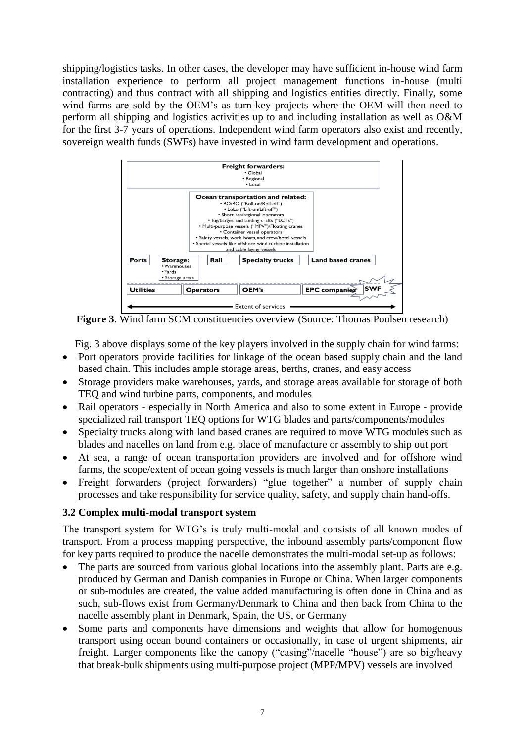shipping/logistics tasks. In other cases, the developer may have sufficient in-house wind farm installation experience to perform all project management functions in-house (multi contracting) and thus contract with all shipping and logistics entities directly. Finally, some wind farms are sold by the OEM's as turn-key projects where the OEM will then need to perform all shipping and logistics activities up to and including installation as well as O&M for the first 3-7 years of operations. Independent wind farm operators also exist and recently, sovereign wealth funds (SWFs) have invested in wind farm development and operations.

**Freight forwarders:**
- Global
- Regional
- Local

**Ocean transportation and related:**
- RO/RO ("Roll-on/Roll-off")
- LoLo ("Lift-on/Lift-off")
- Short-sea/regional operators
- Tug/barges and landing crafts ("LCT's")
- Multi-purpose vessels ("MPV")/Floating cranes
- Container vessel operators
- Safety vessels, work boats, and crew/hotel vessels
- Special vessels like offshore wind turbine installation and cable laying vessels

**Ports** | **Storage:** • Warehouses • Yards • Storage areas | **Rail** | **Specialty trucks** | **Land based cranes**

**Utilities** | **Operators** | **OEM's** | **EPC companies** | **SWF**

Extent of services

**Figure 3**. Wind farm SCM constituencies overview (Source: Thomas Poulsen research)

Fig. 3 above displays some of the key players involved in the supply chain for wind farms:

- Port operators provide facilities for linkage of the ocean based supply chain and the land based chain. This includes ample storage areas, berths, cranes, and easy access
- Storage providers make warehouses, yards, and storage areas available for storage of both TEQ and wind turbine parts, components, and modules
- Rail operators - especially in North America and also to some extent in Europe - provide specialized rail transport TEQ options for WTG blades and parts/components/modules
- Specialty trucks along with land based cranes are required to move WTG modules such as blades and nacelles on land from e.g. place of manufacture or assembly to ship out port
- At sea, a range of ocean transportation providers are involved and for offshore wind farms, the scope/extent of ocean going vessels is much larger than onshore installations
- Freight forwarders (project forwarders) "glue together" a number of supply chain processes and take responsibility for service quality, safety, and supply chain hand-offs.

### 3.2 Complex multi-modal transport system

The transport system for WTG's is truly multi-modal and consists of all known modes of transport. From a process mapping perspective, the inbound assembly parts/component flow for key parts required to produce the nacelle demonstrates the multi-modal set-up as follows:

- The parts are sourced from various global locations into the assembly plant. Parts are e.g. produced by German and Danish companies in Europe or China. When larger components or sub-modules are created, the value added manufacturing is often done in China and as such, sub-flows exist from Germany/Denmark to China and then back from China to the nacelle assembly plant in Denmark, Spain, the US, or Germany
- Some parts and components have dimensions and weights that allow for homogenous transport using ocean bound containers or occasionally, in case of urgent shipments, air freight. Larger components like the canopy ("casing"/nacelle "house") are so big/heavy that break-bulk shipments using multi-purpose project (MPP/MPV) vessels are involved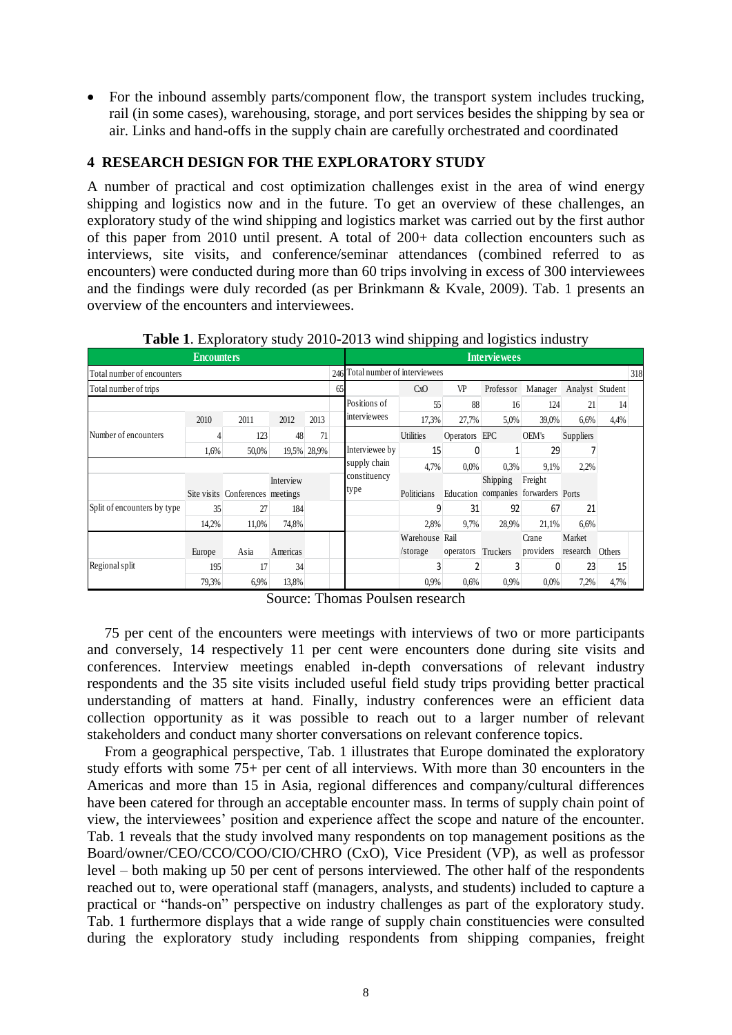- For the inbound assembly parts/component flow, the transport system includes trucking, rail (in some cases), warehousing, storage, and port services besides the shipping by sea or air. Links and hand-offs in the supply chain are carefully orchestrated and coordinated

## 4 RESEARCH DESIGN FOR THE EXPLORATORY STUDY

A number of practical and cost optimization challenges exist in the area of wind energy shipping and logistics now and in the future. To get an overview of these challenges, an exploratory study of the wind shipping and logistics market was carried out by the first author of this paper from 2010 until present. A total of 200+ data collection encounters such as interviews, site visits, and conference/seminar attendances (combined referred to as encounters) were conducted during more than 60 trips involving in excess of 300 interviewees and the findings were duly recorded (as per Brinkmann & Kvale, 2009). Tab. 1 presents an overview of the encounters and interviewees.

**Table 1**. Exploratory study 2010-2013 wind shipping and logistics industry

| Encounters | | | | | | Interviewees | | | | | | |
|---|---|---|---|---|---|---|---|---|---|---|---|---|
| Total number of encounters | | | | | 246 | Total number of interviewees | | | | | | 318 |
| Total number of trips | | | | | 65 | | CxO | VP | Professor | Manager | Analyst | Student |
| | | | | | | Positions of interviewees | 55 | 88 | 16 | 124 | 21 | 14 |
| | 2010 | 2011 | 2012 | 2013 | | | 17,3% | 27,7% | 5,0% | 39,0% | 6,6% | 4,4% |
| Number of encounters | 4 | 123 | 48 | 71 | | | Utilities | Operators | EPC | OEM's | Suppliers | |
| | 1,6% | 50,0% | 19,5% | 28,9% | | Interviewee by supply chain constituency type | 15 | 0 | 1 | 29 | 7 | |
| | | | | | | | 4,7% | 0,0% | 0,3% | 9,1% | 2,2% | |
| | Site visits | Conferences | Interview meetings | | | | Politicians | Education | Shipping companies | Freight forwarders | Ports | |
| Split of encounters by type | 35 | 27 | 184 | | | | 9 | 31 | 92 | 67 | 21 | |
| | 14,2% | 11,0% | 74,8% | | | | 2,8% | 9,7% | 28,9% | 21,1% | 6,6% | |
| | Europe | Asia | Americas | | | | Warehouse /storage | Rail operators | Truckers | Crane providers | Market research | Others |
| Regional split | 195 | 17 | 34 | | | | 3 | 2 | 3 | 0 | 23 | 15 |
| | 79,3% | 6,9% | 13,8% | | | | 0,9% | 0,6% | 0,9% | 0,0% | 7,2% | 4,7% |

Source: Thomas Poulsen research

75 per cent of the encounters were meetings with interviews of two or more participants and conversely, 14 respectively 11 per cent were encounters done during site visits and conferences. Interview meetings enabled in-depth conversations of relevant industry respondents and the 35 site visits included useful field study trips providing better practical understanding of matters at hand. Finally, industry conferences were an efficient data collection opportunity as it was possible to reach out to a larger number of relevant stakeholders and conduct many shorter conversations on relevant conference topics.

From a geographical perspective, Tab. 1 illustrates that Europe dominated the exploratory study efforts with some 75+ per cent of all interviews. With more than 30 encounters in the Americas and more than 15 in Asia, regional differences and company/cultural differences have been catered for through an acceptable encounter mass. In terms of supply chain point of view, the interviewees' position and experience affect the scope and nature of the encounter. Tab. 1 reveals that the study involved many respondents on top management positions as the Board/owner/CEO/CCO/COO/CIO/CHRO (CxO), Vice President (VP), as well as professor level – both making up 50 per cent of persons interviewed. The other half of the respondents reached out to, were operational staff (managers, analysts, and students) included to capture a practical or "hands-on" perspective on industry challenges as part of the exploratory study. Tab. 1 furthermore displays that a wide range of supply chain constituencies were consulted during the exploratory study including respondents from shipping companies, freight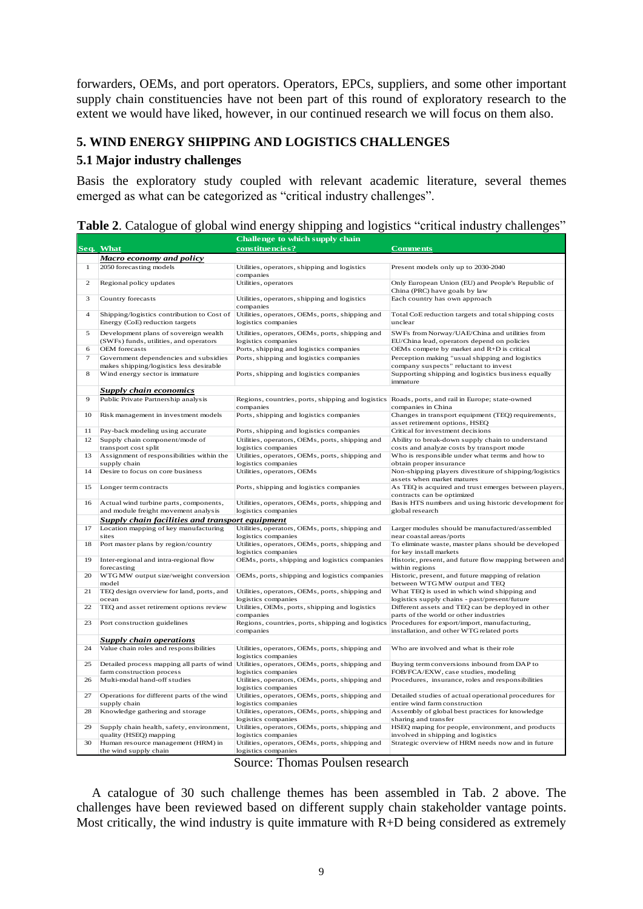forwarders, OEMs, and port operators. Operators, EPCs, suppliers, and some other important supply chain constituencies have not been part of this round of exploratory research to the extent we would have liked, however, in our continued research we will focus on them also.

## 5. WIND ENERGY SHIPPING AND LOGISTICS CHALLENGES

### 5.1 Major industry challenges

Basis the exploratory study coupled with relevant academic literature, several themes emerged as what can be categorized as "critical industry challenges".

**Table 2**. Catalogue of global wind energy shipping and logistics "critical industry challenges"

| Seq. | What | Challenge to which supply chain constituencies? | Comments |
|---|---|---|---|
| | ***Macro economy and policy*** | | |
| 1 | 2050 forecasting models | Utilities, operators, shipping and logistics companies | Present models only up to 2030-2040 |
| 2 | Regional policy updates | Utilities, operators | Only European Union (EU) and People's Republic of China (PRC) have goals by law |
| 3 | Country forecasts | Utilities, operators, shipping and logistics companies | Each country has own approach |
| 4 | Shipping/logistics contribution to Cost of Energy (CoE) reduction targets | Utilities, operators, OEMs, ports, shipping and logistics companies | Total CoE reduction targets and total shipping costs unclear |
| 5 | Development plans of sovereign wealth (SWFs) funds, utilities, and operators | Utilities, operators, OEMs, ports, shipping and logistics companies | SWFs from Norway/UAE/China and utilities from EU/China lead, operators depend on policies |
| 6 | OEM forecasts | Ports, shipping and logistics companies | OEMs compete by market and R+D is critical |
| 7 | Government dependencies and subsidies makes shipping/logistics less desirable | Ports, shipping and logistics companies | Perception making "usual shipping and logistics company suspects" reluctant to invest |
| 8 | Wind energy sector is immature | Ports, shipping and logistics companies | Supporting shipping and logistics business equally immature |
| | ***Supply chain economics*** | | |
| 9 | Public Private Partnership analysis | Regions, countries, ports, shipping and logistics companies | Roads, ports, and rail in Europe; state-owned companies in China |
| 10 | Risk management in investment models | Ports, shipping and logistics companies | Changes in transport equipment (TEQ) requirements, asset retirement options, HSEQ |
| 11 | Pay-back modeling using accurate | Ports, shipping and logistics companies | Critical for investment decisions |
| 12 | Supply chain component/mode of transport cost split | Utilities, operators, OEMs, ports, shipping and logistics companies | Ability to break-down supply chain to understand costs and analyze costs by transport mode |
| 13 | Assignment of responsibilities within the supply chain | Utilities, operators, OEMs, ports, shipping and logistics companies | Who is responsible under what terms and how to obtain proper insurance |
| 14 | Desire to focus on core business | Utilities, operators, OEMs | Non-shipping players divestiture of shipping/logistics assets when market matures |
| 15 | Longer term contracts | Ports, shipping and logistics companies | As TEQ is acquired and trust emerges between players, contracts can be optimized |
| 16 | Actual wind turbine parts, components, and module freight movement analysis | Utilities, operators, OEMs, ports, shipping and logistics companies | Basis HTS numbers and using historic development for global research |
| | ***Supply chain facilities and transport equipment*** | | |
| 17 | Location mapping of key manufacturing sites | Utilities, operators, OEMs, ports, shipping and logistics companies | Larger modules should be manufactured/assembled near coastal areas/ports |
| 18 | Port master plans by region/country | Utilities, operators, OEMs, ports, shipping and logistics companies | To eliminate waste, master plans should be developed for key install markets |
| 19 | Inter-regional and intra-regional flow forecasting | OEMs, ports, shipping and logistics companies | Historic, present, and future flow mapping between and within regions |
| 20 | WTG MW output size/weight conversion model | OEMs, ports, shipping and logistics companies | Historic, present, and future mapping of relation between WTG MW output and TEQ |
| 21 | TEQ design overview for land, ports, and ocean | Utilities, operators, OEMs, ports, shipping and logistics companies | What TEQ is used in which wind shipping and logistics supply chains - past/present/future |
| 22 | TEQ and asset retirement options review | Utilities, OEMs, ports, shipping and logistics companies | Different assets and TEQ can be deployed in other parts of the world or other industries |
| 23 | Port construction guidelines | Regions, countries, ports, shipping and logistics companies | Procedures for export/import, manufacturing, installation, and other WTG related ports |
| | ***Supply chain operations*** | | |
| 24 | Value chain roles and responsibilities | Utilities, operators, OEMs, ports, shipping and logistics companies | Who are involved and what is their role |
| 25 | Detailed process mapping all parts of wind farm construction process | Utilities, operators, OEMs, ports, shipping and logistics companies | Buying term conversions inbound from DAP to FOB/FCA/EXW, case studies, modeling |
| 26 | Multi-modal hand-off studies | Utilities, operators, OEMs, ports, shipping and logistics companies | Procedures, insurance, roles and responsibilities |
| 27 | Operations for different parts of the wind supply chain | Utilities, operators, OEMs, ports, shipping and logistics companies | Detailed studies of actual operational procedures for entire wind farm construction |
| 28 | Knowledge gathering and storage | Utilities, operators, OEMs, ports, shipping and logistics companies | Assembly of global best practices for knowledge sharing and transfer |
| 29 | Supply chain health, safety, environment, quality (HSEQ) mapping | Utilities, operators, OEMs, ports, shipping and logistics companies | HSEQ maping for people, environment, and products involved in shipping and logistics |
| 30 | Human resource management (HRM) in the wind supply chain | Utilities, operators, OEMs, ports, shipping and logistics companies | Strategic overview of HRM needs now and in future |

Source: Thomas Poulsen research

A catalogue of 30 such challenge themes has been assembled in Tab. 2 above. The challenges have been reviewed based on different supply chain stakeholder vantage points. Most critically, the wind industry is quite immature with R+D being considered as extremely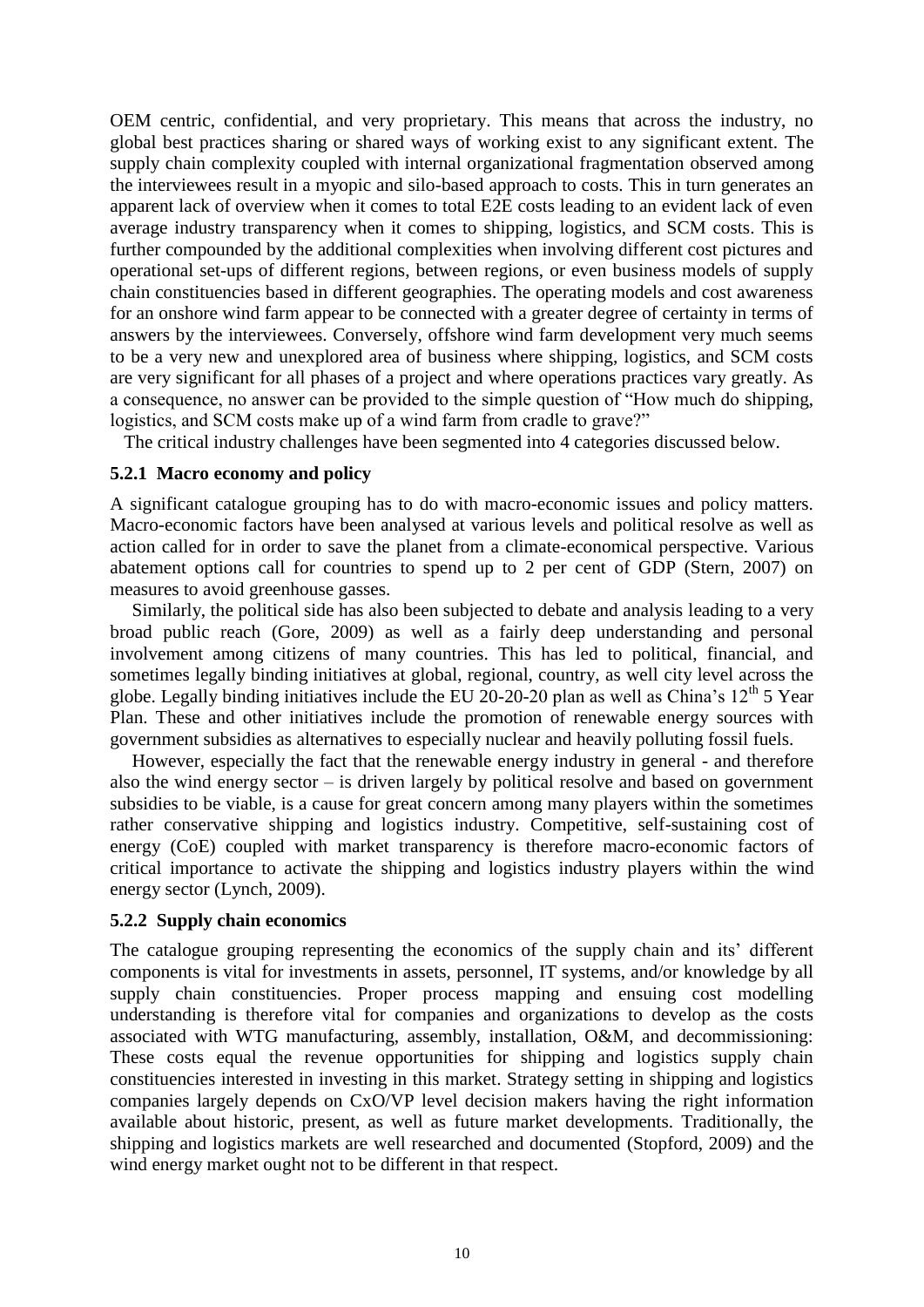OEM centric, confidential, and very proprietary. This means that across the industry, no global best practices sharing or shared ways of working exist to any significant extent. The supply chain complexity coupled with internal organizational fragmentation observed among the interviewees result in a myopic and silo-based approach to costs. This in turn generates an apparent lack of overview when it comes to total E2E costs leading to an evident lack of even average industry transparency when it comes to shipping, logistics, and SCM costs. This is further compounded by the additional complexities when involving different cost pictures and operational set-ups of different regions, between regions, or even business models of supply chain constituencies based in different geographies. The operating models and cost awareness for an onshore wind farm appear to be connected with a greater degree of certainty in terms of answers by the interviewees. Conversely, offshore wind farm development very much seems to be a very new and unexplored area of business where shipping, logistics, and SCM costs are very significant for all phases of a project and where operations practices vary greatly. As a consequence, no answer can be provided to the simple question of "How much do shipping, logistics, and SCM costs make up of a wind farm from cradle to grave?"

The critical industry challenges have been segmented into 4 categories discussed below.

### 5.2.1 Macro economy and policy

A significant catalogue grouping has to do with macro-economic issues and policy matters. Macro-economic factors have been analysed at various levels and political resolve as well as action called for in order to save the planet from a climate-economical perspective. Various abatement options call for countries to spend up to 2 per cent of GDP (Stern, 2007) on measures to avoid greenhouse gasses.

Similarly, the political side has also been subjected to debate and analysis leading to a very broad public reach (Gore, 2009) as well as a fairly deep understanding and personal involvement among citizens of many countries. This has led to political, financial, and sometimes legally binding initiatives at global, regional, country, as well city level across the globe. Legally binding initiatives include the EU 20-20-20 plan as well as China's 12th 5 Year Plan. These and other initiatives include the promotion of renewable energy sources with government subsidies as alternatives to especially nuclear and heavily polluting fossil fuels.

However, especially the fact that the renewable energy industry in general - and therefore also the wind energy sector – is driven largely by political resolve and based on government subsidies to be viable, is a cause for great concern among many players within the sometimes rather conservative shipping and logistics industry. Competitive, self-sustaining cost of energy (CoE) coupled with market transparency is therefore macro-economic factors of critical importance to activate the shipping and logistics industry players within the wind energy sector (Lynch, 2009).

### 5.2.2 Supply chain economics

The catalogue grouping representing the economics of the supply chain and its' different components is vital for investments in assets, personnel, IT systems, and/or knowledge by all supply chain constituencies. Proper process mapping and ensuing cost modelling understanding is therefore vital for companies and organizations to develop as the costs associated with WTG manufacturing, assembly, installation, O&M, and decommissioning: These costs equal the revenue opportunities for shipping and logistics supply chain constituencies interested in investing in this market. Strategy setting in shipping and logistics companies largely depends on CxO/VP level decision makers having the right information available about historic, present, as well as future market developments. Traditionally, the shipping and logistics markets are well researched and documented (Stopford, 2009) and the wind energy market ought not to be different in that respect.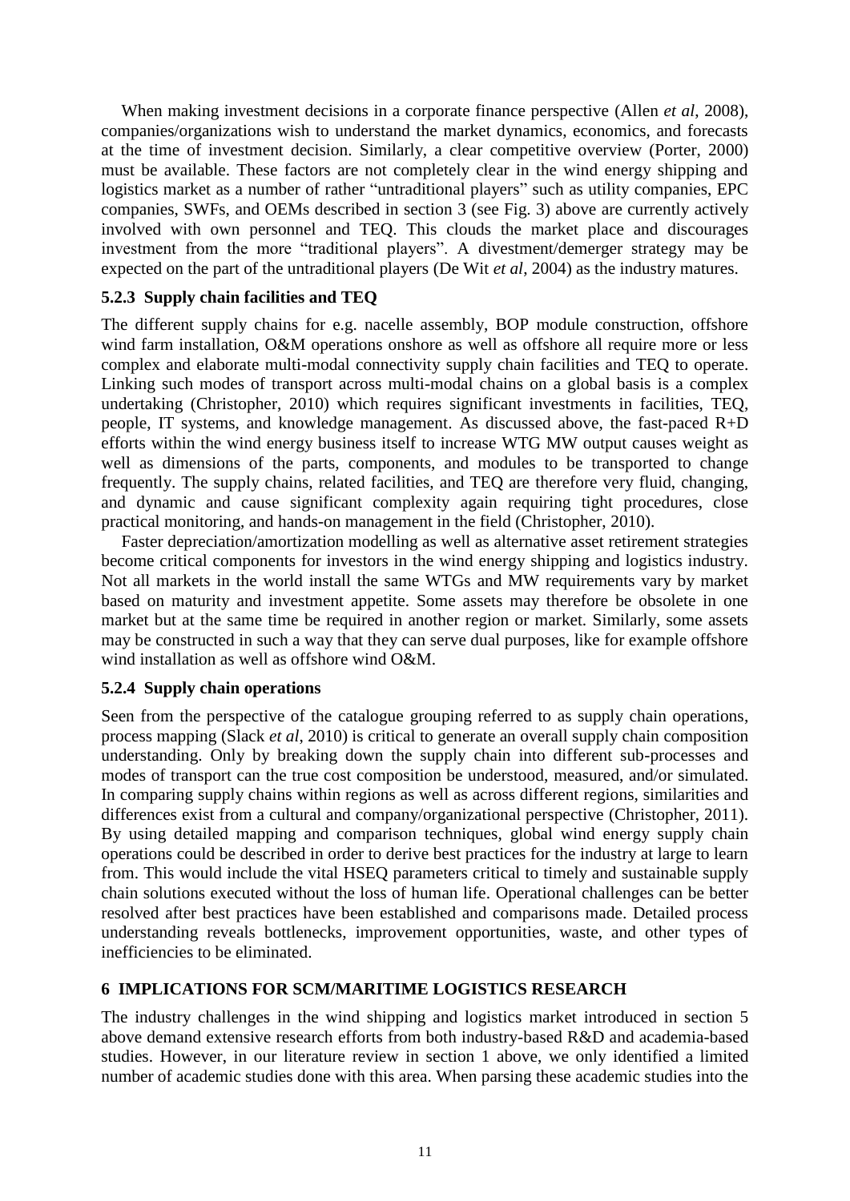When making investment decisions in a corporate finance perspective (Allen *et al*, 2008), companies/organizations wish to understand the market dynamics, economics, and forecasts at the time of investment decision. Similarly, a clear competitive overview (Porter, 2000) must be available. These factors are not completely clear in the wind energy shipping and logistics market as a number of rather "untraditional players" such as utility companies, EPC companies, SWFs, and OEMs described in section 3 (see Fig. 3) above are currently actively involved with own personnel and TEQ. This clouds the market place and discourages investment from the more "traditional players". A divestment/demerger strategy may be expected on the part of the untraditional players (De Wit *et al*, 2004) as the industry matures.

### 5.2.3 Supply chain facilities and TEQ

The different supply chains for e.g. nacelle assembly, BOP module construction, offshore wind farm installation, O&M operations onshore as well as offshore all require more or less complex and elaborate multi-modal connectivity supply chain facilities and TEQ to operate. Linking such modes of transport across multi-modal chains on a global basis is a complex undertaking (Christopher, 2010) which requires significant investments in facilities, TEQ, people, IT systems, and knowledge management. As discussed above, the fast-paced R+D efforts within the wind energy business itself to increase WTG MW output causes weight as well as dimensions of the parts, components, and modules to be transported to change frequently. The supply chains, related facilities, and TEQ are therefore very fluid, changing, and dynamic and cause significant complexity again requiring tight procedures, close practical monitoring, and hands-on management in the field (Christopher, 2010).

Faster depreciation/amortization modelling as well as alternative asset retirement strategies become critical components for investors in the wind energy shipping and logistics industry. Not all markets in the world install the same WTGs and MW requirements vary by market based on maturity and investment appetite. Some assets may therefore be obsolete in one market but at the same time be required in another region or market. Similarly, some assets may be constructed in such a way that they can serve dual purposes, like for example offshore wind installation as well as offshore wind O&M.

### 5.2.4 Supply chain operations

Seen from the perspective of the catalogue grouping referred to as supply chain operations, process mapping (Slack *et al*, 2010) is critical to generate an overall supply chain composition understanding. Only by breaking down the supply chain into different sub-processes and modes of transport can the true cost composition be understood, measured, and/or simulated. In comparing supply chains within regions as well as across different regions, similarities and differences exist from a cultural and company/organizational perspective (Christopher, 2011). By using detailed mapping and comparison techniques, global wind energy supply chain operations could be described in order to derive best practices for the industry at large to learn from. This would include the vital HSEQ parameters critical to timely and sustainable supply chain solutions executed without the loss of human life. Operational challenges can be better resolved after best practices have been established and comparisons made. Detailed process understanding reveals bottlenecks, improvement opportunities, waste, and other types of inefficiencies to be eliminated.

## 6 IMPLICATIONS FOR SCM/MARITIME LOGISTICS RESEARCH

The industry challenges in the wind shipping and logistics market introduced in section 5 above demand extensive research efforts from both industry-based R&D and academia-based studies. However, in our literature review in section 1 above, we only identified a limited number of academic studies done with this area. When parsing these academic studies into the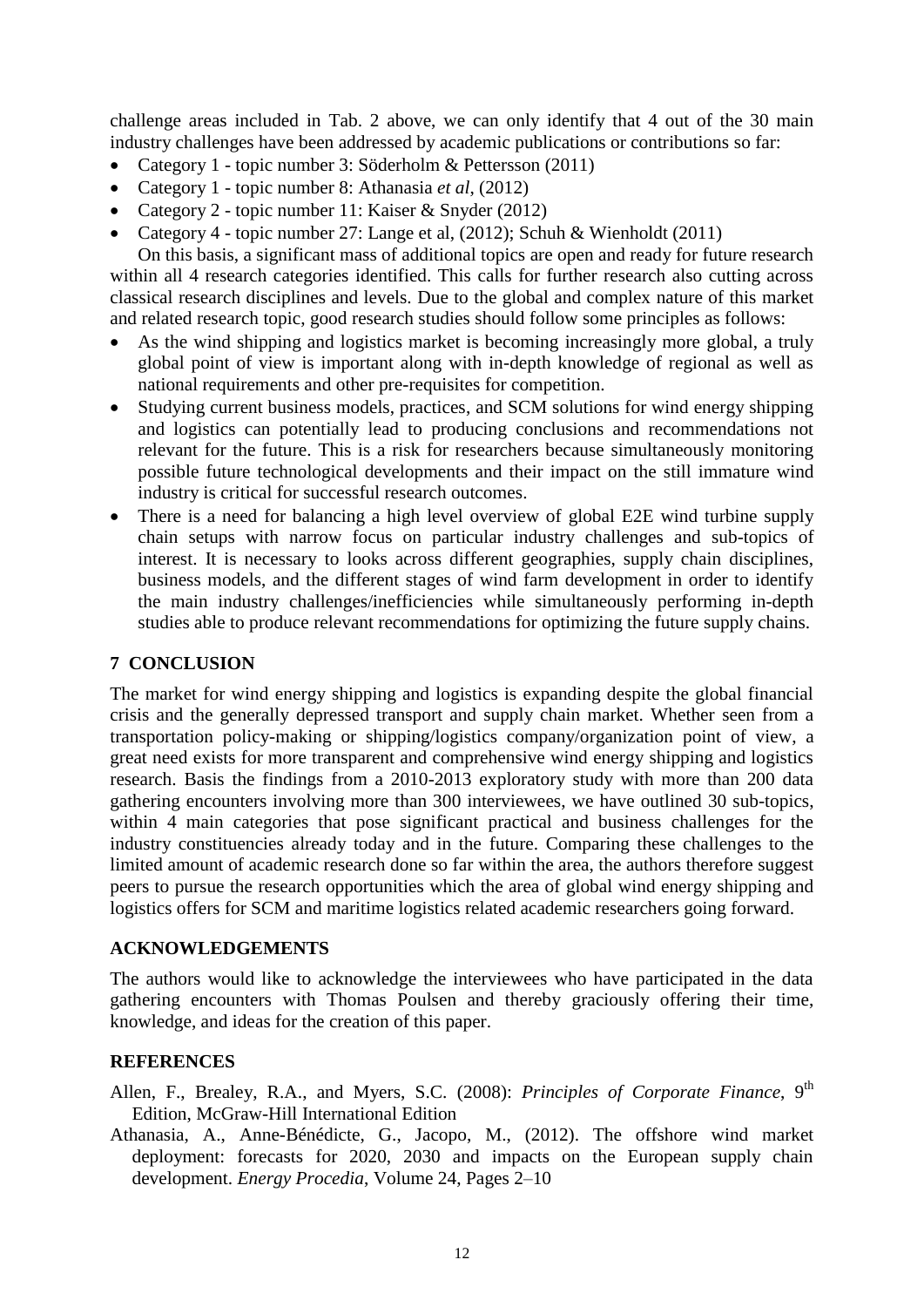challenge areas included in Tab. 2 above, we can only identify that 4 out of the 30 main industry challenges have been addressed by academic publications or contributions so far:

- Category 1 - topic number 3: Söderholm & Pettersson (2011)
- Category 1 - topic number 8: Athanasia *et al*, (2012)
- Category 2 - topic number 11: Kaiser & Snyder (2012)
- Category 4 - topic number 27: Lange et al, (2012); Schuh & Wienholdt (2011)

On this basis, a significant mass of additional topics are open and ready for future research within all 4 research categories identified. This calls for further research also cutting across classical research disciplines and levels. Due to the global and complex nature of this market and related research topic, good research studies should follow some principles as follows:

- As the wind shipping and logistics market is becoming increasingly more global, a truly global point of view is important along with in-depth knowledge of regional as well as national requirements and other pre-requisites for competition.
- Studying current business models, practices, and SCM solutions for wind energy shipping and logistics can potentially lead to producing conclusions and recommendations not relevant for the future. This is a risk for researchers because simultaneously monitoring possible future technological developments and their impact on the still immature wind industry is critical for successful research outcomes.
- There is a need for balancing a high level overview of global E2E wind turbine supply chain setups with narrow focus on particular industry challenges and sub-topics of interest. It is necessary to looks across different geographies, supply chain disciplines, business models, and the different stages of wind farm development in order to identify the main industry challenges/inefficiencies while simultaneously performing in-depth studies able to produce relevant recommendations for optimizing the future supply chains.

## 7 CONCLUSION

The market for wind energy shipping and logistics is expanding despite the global financial crisis and the generally depressed transport and supply chain market. Whether seen from a transportation policy-making or shipping/logistics company/organization point of view, a great need exists for more transparent and comprehensive wind energy shipping and logistics research. Basis the findings from a 2010-2013 exploratory study with more than 200 data gathering encounters involving more than 300 interviewees, we have outlined 30 sub-topics, within 4 main categories that pose significant practical and business challenges for the industry constituencies already today and in the future. Comparing these challenges to the limited amount of academic research done so far within the area, the authors therefore suggest peers to pursue the research opportunities which the area of global wind energy shipping and logistics offers for SCM and maritime logistics related academic researchers going forward.

## ACKNOWLEDGEMENTS

The authors would like to acknowledge the interviewees who have participated in the data gathering encounters with Thomas Poulsen and thereby graciously offering their time, knowledge, and ideas for the creation of this paper.

## REFERENCES

Allen, F., Brealey, R.A., and Myers, S.C. (2008): *Principles of Corporate Finance*, 9th Edition, McGraw-Hill International Edition

Athanasia, A., Anne-Bénédicte, G., Jacopo, M., (2012). The offshore wind market deployment: forecasts for 2020, 2030 and impacts on the European supply chain development. *Energy Procedia*, Volume 24, Pages 2–10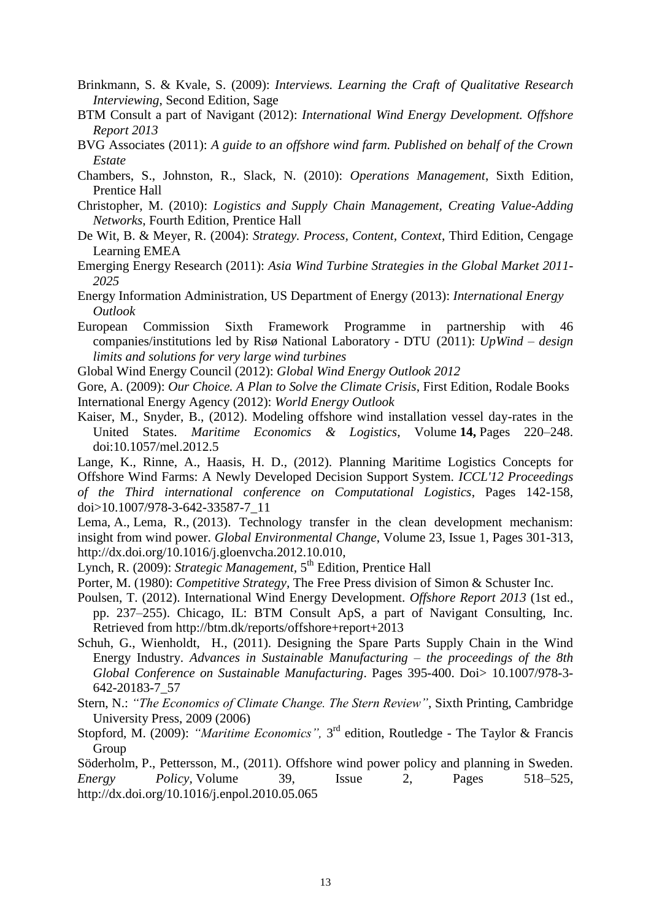Brinkmann, S. & Kvale, S. (2009): *Interviews. Learning the Craft of Qualitative Research Interviewing*, Second Edition, Sage

BTM Consult a part of Navigant (2012): *International Wind Energy Development. Offshore Report 2013*

BVG Associates (2011): *A guide to an offshore wind farm. Published on behalf of the Crown Estate*

Chambers, S., Johnston, R., Slack, N. (2010): *Operations Management*, Sixth Edition, Prentice Hall

Christopher, M. (2010): *Logistics and Supply Chain Management, Creating Value-Adding Networks*, Fourth Edition, Prentice Hall

De Wit, B. & Meyer, R. (2004): *Strategy. Process, Content, Context*, Third Edition, Cengage Learning EMEA

Emerging Energy Research (2011): *Asia Wind Turbine Strategies in the Global Market 2011-2025*

Energy Information Administration, US Department of Energy (2013): *International Energy Outlook*

European Commission Sixth Framework Programme in partnership with 46 companies/institutions led by Risø National Laboratory - DTU (2011): *UpWind – design limits and solutions for very large wind turbines*

Global Wind Energy Council (2012): *Global Wind Energy Outlook 2012*

Gore, A. (2009): *Our Choice. A Plan to Solve the Climate Crisis*, First Edition, Rodale Books

International Energy Agency (2012): *World Energy Outlook*

Kaiser, M., Snyder, B., (2012). Modeling offshore wind installation vessel day-rates in the United States. *Maritime Economics & Logistics*, Volume **14,** Pages 220–248. doi:10.1057/mel.2012.5

Lange, K., Rinne, A., Haasis, H. D., (2012). Planning Maritime Logistics Concepts for Offshore Wind Farms: A Newly Developed Decision Support System. *ICCL'12 Proceedings of the Third international conference on Computational Logistics*, Pages 142-158, doi>10.1007/978-3-642-33587-7_11

Lema, A., Lema, R., (2013). Technology transfer in the clean development mechanism: insight from wind power. *Global Environmental Change*, Volume 23, Issue 1, Pages 301-313, http://dx.doi.org/10.1016/j.gloenvcha.2012.10.010,

Lynch, R. (2009): *Strategic Management*, 5th Edition, Prentice Hall

Porter, M. (1980): *Competitive Strategy*, The Free Press division of Simon & Schuster Inc.

Poulsen, T. (2012). International Wind Energy Development. *Offshore Report 2013* (1st ed., pp. 237–255). Chicago, IL: BTM Consult ApS, a part of Navigant Consulting, Inc. Retrieved from http://btm.dk/reports/offshore+report+2013

Schuh, G., Wienholdt, H., (2011). Designing the Spare Parts Supply Chain in the Wind Energy Industry. *Advances in Sustainable Manufacturing – the proceedings of the 8th Global Conference on Sustainable Manufacturing*. Pages 395-400. Doi> 10.1007/978-3-642-20183-7_57

Stern, N.: *"The Economics of Climate Change. The Stern Review"*, Sixth Printing, Cambridge University Press, 2009 (2006)

Stopford, M. (2009): *"Maritime Economics"*, 3rd edition, Routledge - The Taylor & Francis Group

Söderholm, P., Pettersson, M., (2011). Offshore wind power policy and planning in Sweden. *Energy Policy*, Volume 39, Issue 2, Pages 518–525, http://dx.doi.org/10.1016/j.enpol.2010.05.065